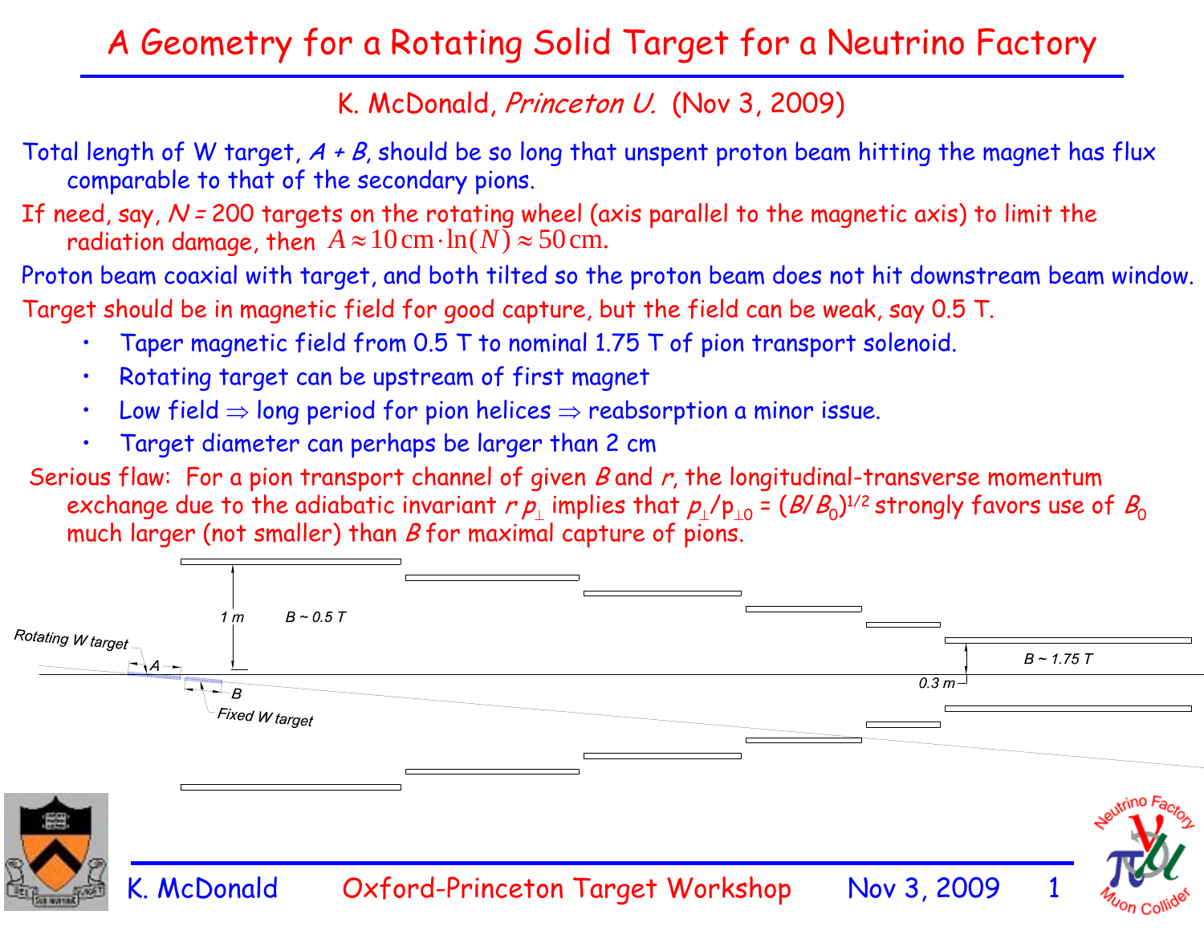# A Geometry for a Rotating Solid Target for a Neutrino Factory

K. McDonald, *Princeton U.* (Nov 3, 2009)

Total length of W target, $A + B$, should be so long that unspent proton beam hitting the magnet has flux comparable to that of the secondary pions.

If need, say, $N = 200$ targets on the rotating wheel (axis parallel to the magnetic axis) to limit the radiation damage, then $A \approx 10\,\mathrm{cm} \cdot \ln(N) \approx 50\,\mathrm{cm}$.

Proton beam coaxial with target, and both tilted so the proton beam does not hit downstream beam window.

Target should be in magnetic field for good capture, but the field can be weak, say 0.5 T.

- Taper magnetic field from 0.5 T to nominal 1.75 T of pion transport solenoid.
- Rotating target can be upstream of first magnet
- Low field ⇒ long period for pion helices ⇒ reabsorption a minor issue.
- Target diameter can perhaps be larger than 2 cm

Serious flaw: For a pion transport channel of given $B$ and $r$, the longitudinal-transverse momentum exchange due to the adiabatic invariant $r\,p_\perp$ implies that $p_\perp / p_{\perp 0} = (B/B_0)^{1/2}$ strongly favors use of $B_0$ much larger (not smaller) than $B$ for maximal capture of pions.

Rotating W target — A — Fixed W target — B — 1 m — $B \sim 0.5$ T — 0.3 m — $B \sim 1.75$ T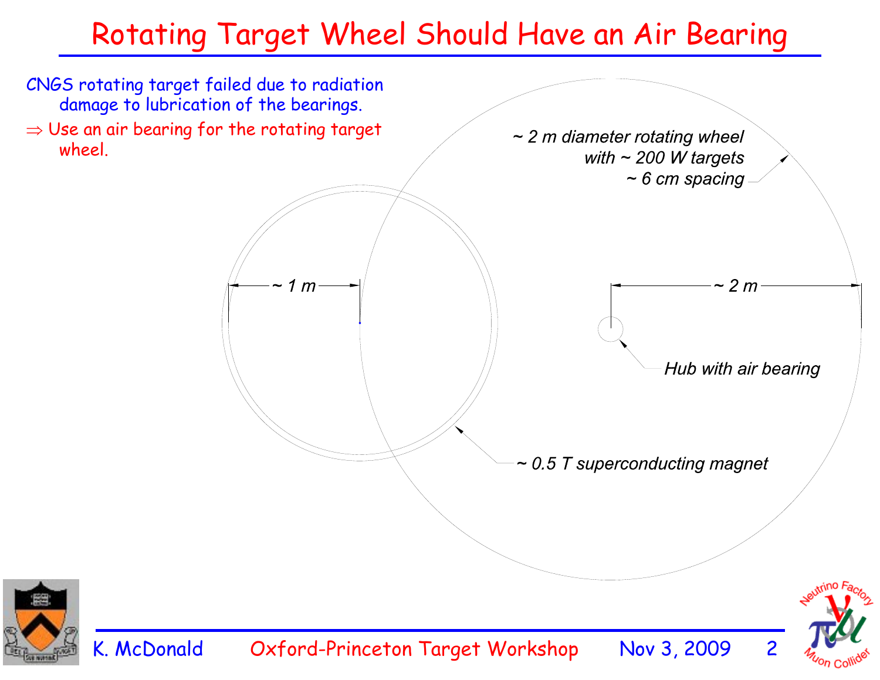# Rotating Target Wheel Should Have an Air Bearing

CNGS rotating target failed due to radiation damage to lubrication of the bearings.

⇒ Use an air bearing for the rotating target wheel.

~ 2 m diameter rotating wheel
with ~ 200 W targets
~ 6 cm spacing

~ 1 m

~ 2 m

Hub with air bearing

~ 0.5 T superconducting magnet